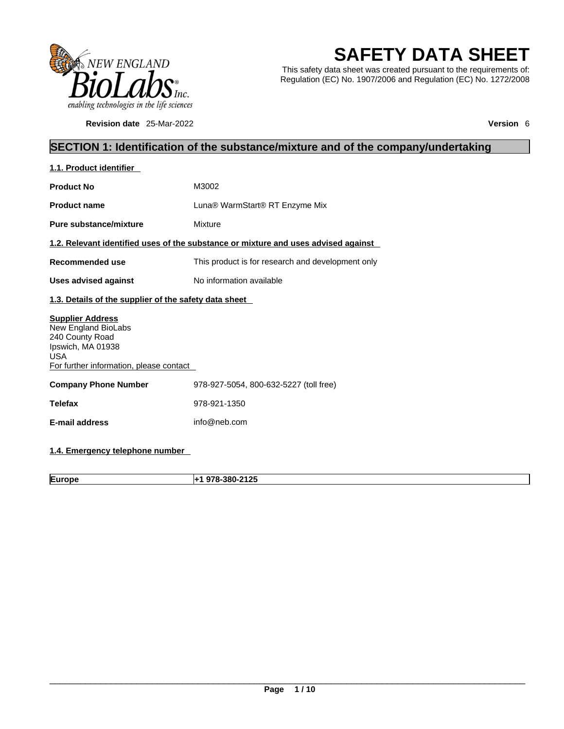# SAFETY DATA SHEET

This safety data sheet was created pursuant to the requirements of: Regulation (EC) No. 1907/2006 and Regulation (EC) No. 1272/2008

**Revision date** 25-Mar-2022

**Version** 6

## SECTION 1: Identification of the substance/mixture and of the company/undertaking

### 1.1. Product identifier

**Product No** M3002

**Product name** Luna® WarmStart® RT Enzyme Mix

**Pure substance/mixture** Mixture

### 1.2. Relevant identified uses of the substance or mixture and uses advised against

**Recommended use** This product is for research and development only

**Uses advised against** No information available

### 1.3. Details of the supplier of the safety data sheet

**Supplier Address**
New England BioLabs
240 County Road
Ipswich, MA 01938
USA
For further information, please contact

**Company Phone Number** 978-927-5054, 800-632-5227 (toll free)

**Telefax** 978-921-1350

**E-mail address** info@neb.com

### 1.4. Emergency telephone number

| **Europe** | **+1 978-380-2125** |
|---|---|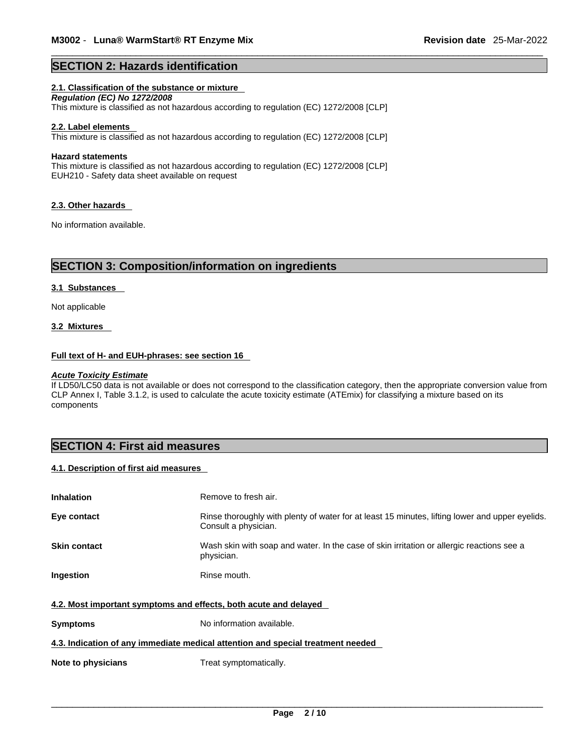## SECTION 2: Hazards identification

### 2.1. Classification of the substance or mixture

***Regulation (EC) No 1272/2008***

This mixture is classified as not hazardous according to regulation (EC) 1272/2008 [CLP]

### 2.2. Label elements

This mixture is classified as not hazardous according to regulation (EC) 1272/2008 [CLP]

**Hazard statements**

This mixture is classified as not hazardous according to regulation (EC) 1272/2008 [CLP]
EUH210 - Safety data sheet available on request

### 2.3. Other hazards

No information available.

## SECTION 3: Composition/information on ingredients

### 3.1 Substances

Not applicable

### 3.2 Mixtures

**Full text of H- and EUH-phrases: see section 16**

***Acute Toxicity Estimate***

If LD50/LC50 data is not available or does not correspond to the classification category, then the appropriate conversion value from CLP Annex I, Table 3.1.2, is used to calculate the acute toxicity estimate (ATEmix) for classifying a mixture based on its components

## SECTION 4: First aid measures

### 4.1. Description of first aid measures

**Inhalation** Remove to fresh air.

**Eye contact** Rinse thoroughly with plenty of water for at least 15 minutes, lifting lower and upper eyelids. Consult a physician.

**Skin contact** Wash skin with soap and water. In the case of skin irritation or allergic reactions see a physician.

**Ingestion** Rinse mouth.

### 4.2. Most important symptoms and effects, both acute and delayed

**Symptoms** No information available.

### 4.3. Indication of any immediate medical attention and special treatment needed

**Note to physicians** Treat symptomatically.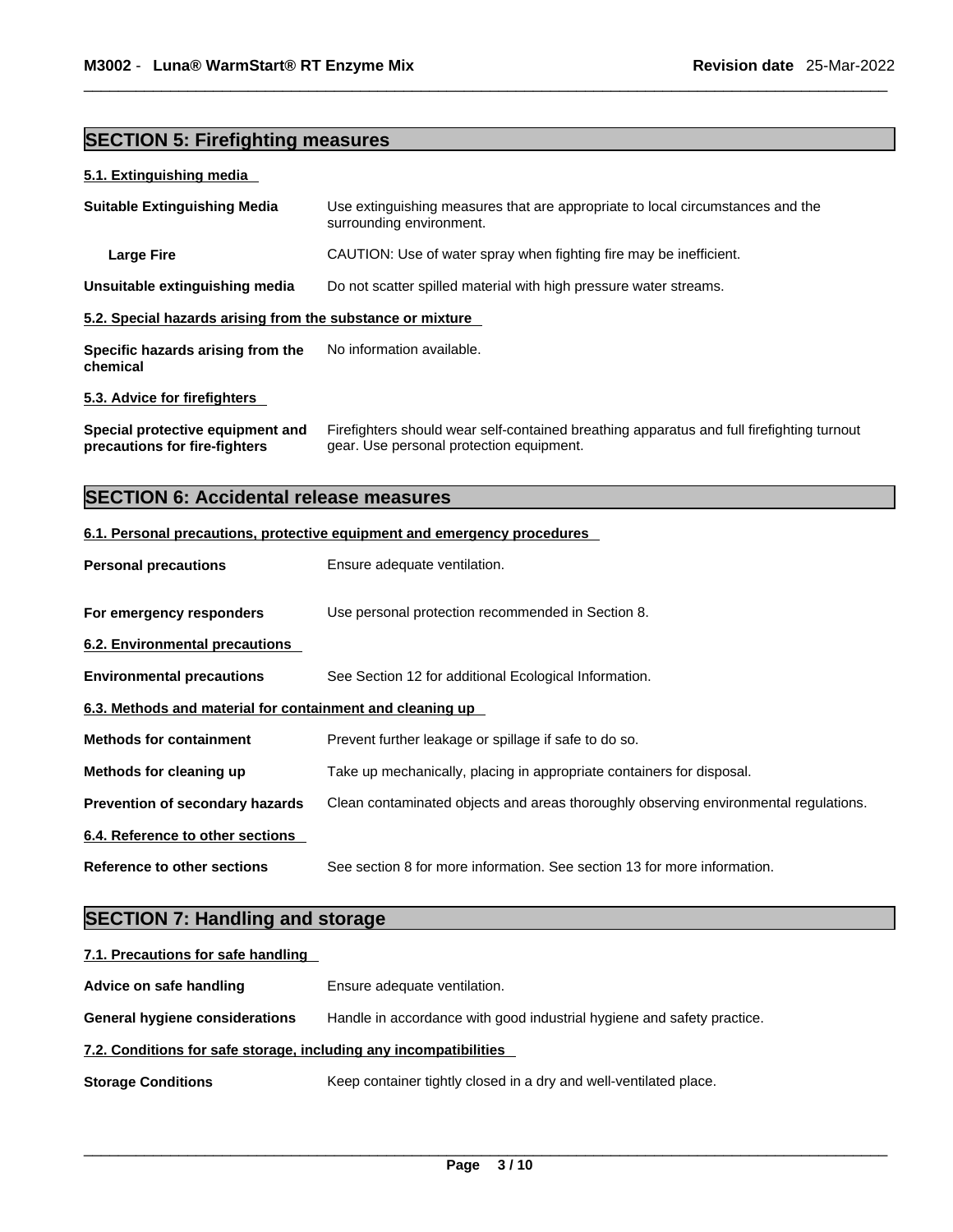## SECTION 5: Firefighting measures

### 5.1. Extinguishing media

**Suitable Extinguishing Media** Use extinguishing measures that are appropriate to local circumstances and the surrounding environment.

**Large Fire** CAUTION: Use of water spray when fighting fire may be inefficient.

**Unsuitable extinguishing media** Do not scatter spilled material with high pressure water streams.

### 5.2. Special hazards arising from the substance or mixture

**Specific hazards arising from the chemical** No information available.

### 5.3. Advice for firefighters

**Special protective equipment and precautions for fire-fighters** Firefighters should wear self-contained breathing apparatus and full firefighting turnout gear. Use personal protection equipment.

## SECTION 6: Accidental release measures

### 6.1. Personal precautions, protective equipment and emergency procedures

**Personal precautions** Ensure adequate ventilation.

**For emergency responders** Use personal protection recommended in Section 8.

### 6.2. Environmental precautions

**Environmental precautions** See Section 12 for additional Ecological Information.

### 6.3. Methods and material for containment and cleaning up

**Methods for containment** Prevent further leakage or spillage if safe to do so.

**Methods for cleaning up** Take up mechanically, placing in appropriate containers for disposal.

**Prevention of secondary hazards** Clean contaminated objects and areas thoroughly observing environmental regulations.

### 6.4. Reference to other sections

**Reference to other sections** See section 8 for more information. See section 13 for more information.

## SECTION 7: Handling and storage

### 7.1. Precautions for safe handling

**Advice on safe handling** Ensure adequate ventilation.

**General hygiene considerations** Handle in accordance with good industrial hygiene and safety practice.

### 7.2. Conditions for safe storage, including any incompatibilities

**Storage Conditions** Keep container tightly closed in a dry and well-ventilated place.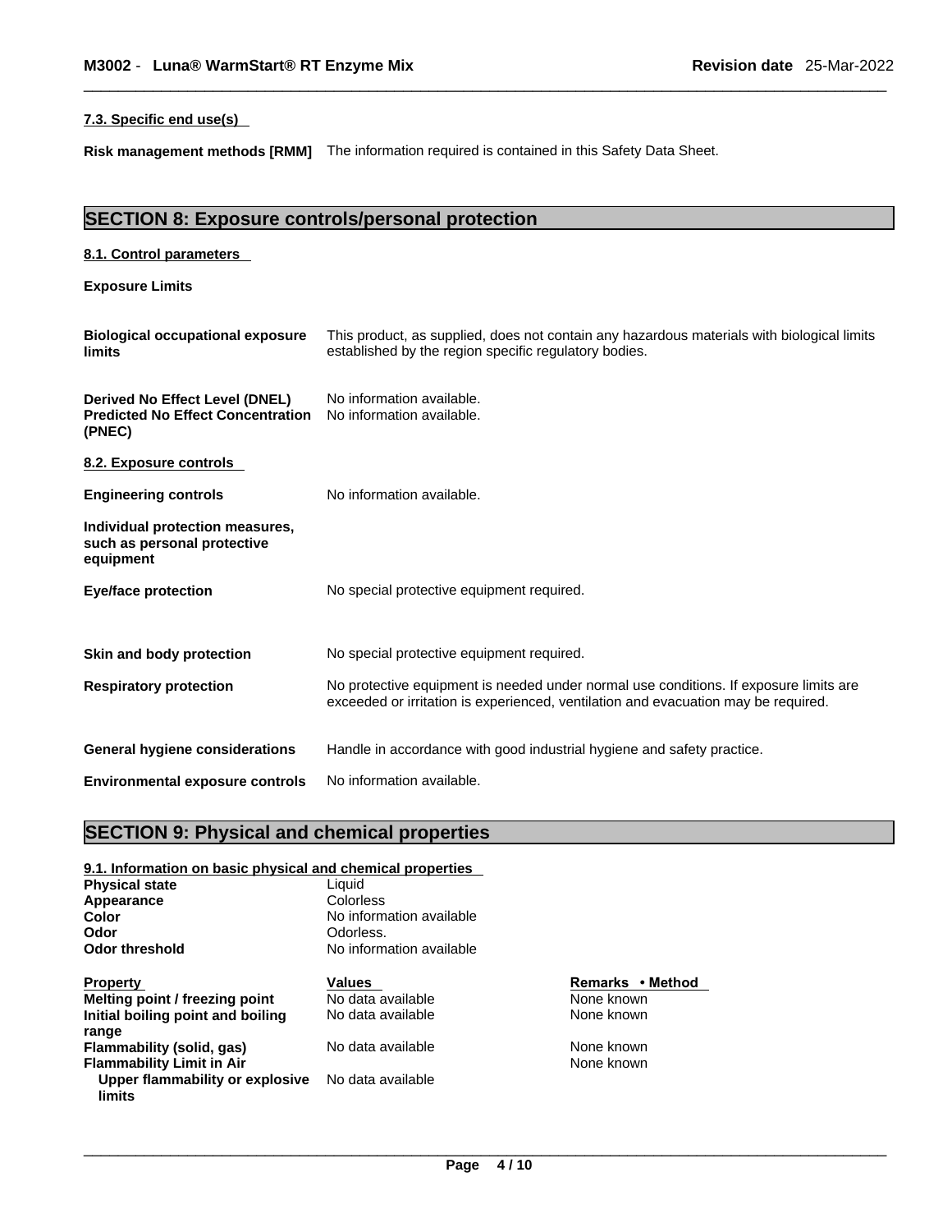### 7.3. Specific end use(s)

**Risk management methods [RMM]** The information required is contained in this Safety Data Sheet.

## SECTION 8: Exposure controls/personal protection

### 8.1. Control parameters

**Exposure Limits**

| | |
|---|---|
| **Biological occupational exposure limits** | This product, as supplied, does not contain any hazardous materials with biological limits established by the region specific regulatory bodies. |
| **Derived No Effect Level (DNEL)** | No information available. |
| **Predicted No Effect Concentration (PNEC)** | No information available. |

### 8.2. Exposure controls

| | |
|---|---|
| **Engineering controls** | No information available. |
| **Individual protection measures, such as personal protective equipment** | |
| **Eye/face protection** | No special protective equipment required. |
| **Skin and body protection** | No special protective equipment required. |
| **Respiratory protection** | No protective equipment is needed under normal use conditions. If exposure limits are exceeded or irritation is experienced, ventilation and evacuation may be required. |
| **General hygiene considerations** | Handle in accordance with good industrial hygiene and safety practice. |
| **Environmental exposure controls** | No information available. |

## SECTION 9: Physical and chemical properties

### 9.1. Information on basic physical and chemical properties

| | |
|---|---|
| **Physical state** | Liquid |
| **Appearance** | Colorless |
| **Color** | No information available |
| **Odor** | Odorless. |
| **Odor threshold** | No information available |

| Property | Values | Remarks • Method |
|---|---|---|
| **Melting point / freezing point** | No data available | None known |
| **Initial boiling point and boiling range** | No data available | None known |
| **Flammability (solid, gas)** | No data available | None known |
| **Flammability Limit in Air** | | None known |
| **Upper flammability or explosive limits** | No data available | |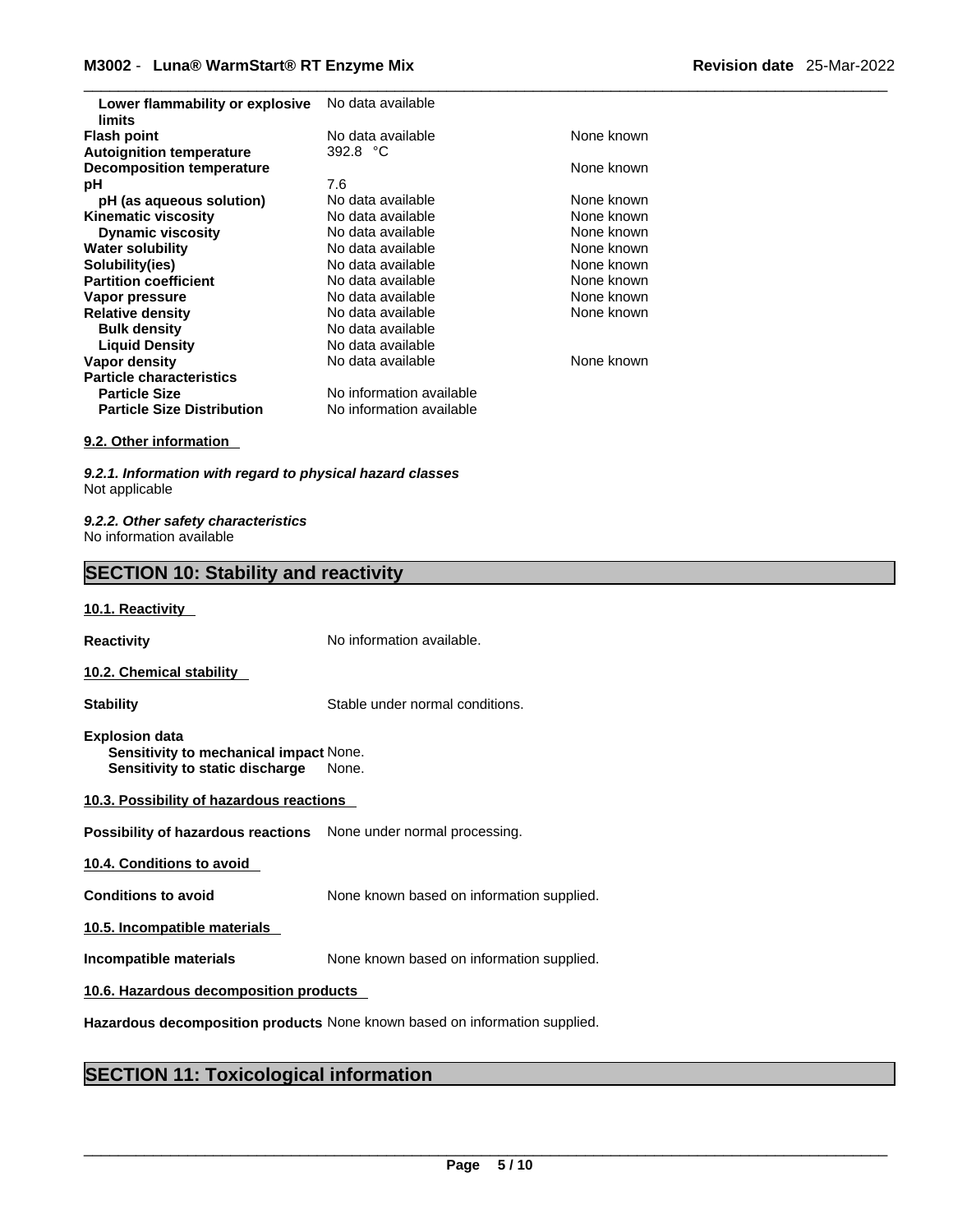| | | |
|---|---|---|
| **Lower flammability or explosive limits** | No data available | |
| **Flash point** | No data available | None known |
| **Autoignition temperature** | 392.8 °C | |
| **Decomposition temperature** | | None known |
| **pH** | 7.6 | |
| **pH (as aqueous solution)** | No data available | None known |
| **Kinematic viscosity** | No data available | None known |
| **Dynamic viscosity** | No data available | None known |
| **Water solubility** | No data available | None known |
| **Solubility(ies)** | No data available | None known |
| **Partition coefficient** | No data available | None known |
| **Vapor pressure** | No data available | None known |
| **Relative density** | No data available | None known |
| **Bulk density** | No data available | |
| **Liquid Density** | No data available | |
| **Vapor density** | No data available | None known |
| **Particle characteristics** | | |
| **Particle Size** | No information available | |
| **Particle Size Distribution** | No information available | |

### 9.2. Other information

***9.2.1. Information with regard to physical hazard classes***
Not applicable

***9.2.2. Other safety characteristics***
No information available

## SECTION 10: Stability and reactivity

### 10.1. Reactivity

**Reactivity** No information available.

### 10.2. Chemical stability

**Stability** Stable under normal conditions.

**Explosion data**
**Sensitivity to mechanical impact** None.
**Sensitivity to static discharge** None.

### 10.3. Possibility of hazardous reactions

**Possibility of hazardous reactions** None under normal processing.

### 10.4. Conditions to avoid

**Conditions to avoid** None known based on information supplied.

### 10.5. Incompatible materials

**Incompatible materials** None known based on information supplied.

### 10.6. Hazardous decomposition products

**Hazardous decomposition products** None known based on information supplied.

## SECTION 11: Toxicological information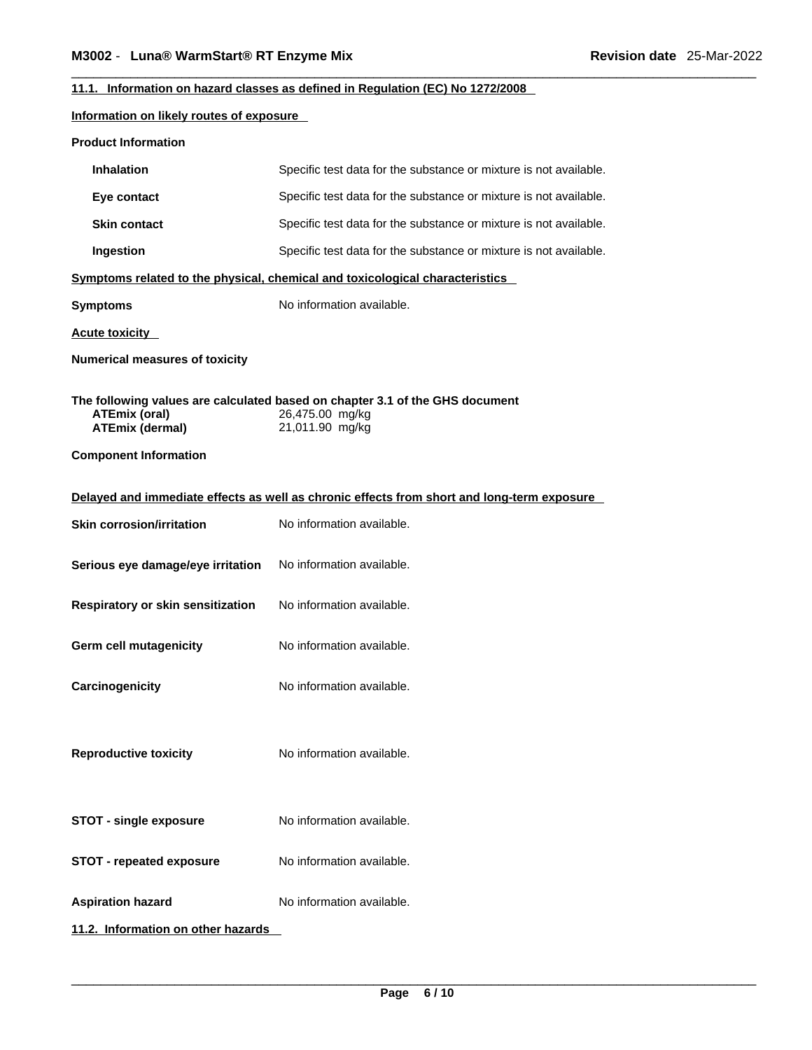### 11.1. Information on hazard classes as defined in Regulation (EC) No 1272/2008

**Information on likely routes of exposure**

**Product Information**

| | |
|---|---|
| **Inhalation** | Specific test data for the substance or mixture is not available. |
| **Eye contact** | Specific test data for the substance or mixture is not available. |
| **Skin contact** | Specific test data for the substance or mixture is not available. |
| **Ingestion** | Specific test data for the substance or mixture is not available. |

**Symptoms related to the physical, chemical and toxicological characteristics**

| | |
|---|---|
| **Symptoms** | No information available. |

**Acute toxicity**

**Numerical measures of toxicity**

**The following values are calculated based on chapter 3.1 of the GHS document**

| | |
|---|---|
| **ATEmix (oral)** | 26,475.00 mg/kg |
| **ATEmix (dermal)** | 21,011.90 mg/kg |

**Component Information**

**Delayed and immediate effects as well as chronic effects from short and long-term exposure**

| | |
|---|---|
| **Skin corrosion/irritation** | No information available. |
| **Serious eye damage/eye irritation** | No information available. |
| **Respiratory or skin sensitization** | No information available. |
| **Germ cell mutagenicity** | No information available. |
| **Carcinogenicity** | No information available. |
| **Reproductive toxicity** | No information available. |
| **STOT - single exposure** | No information available. |
| **STOT - repeated exposure** | No information available. |
| **Aspiration hazard** | No information available. |

### 11.2. Information on other hazards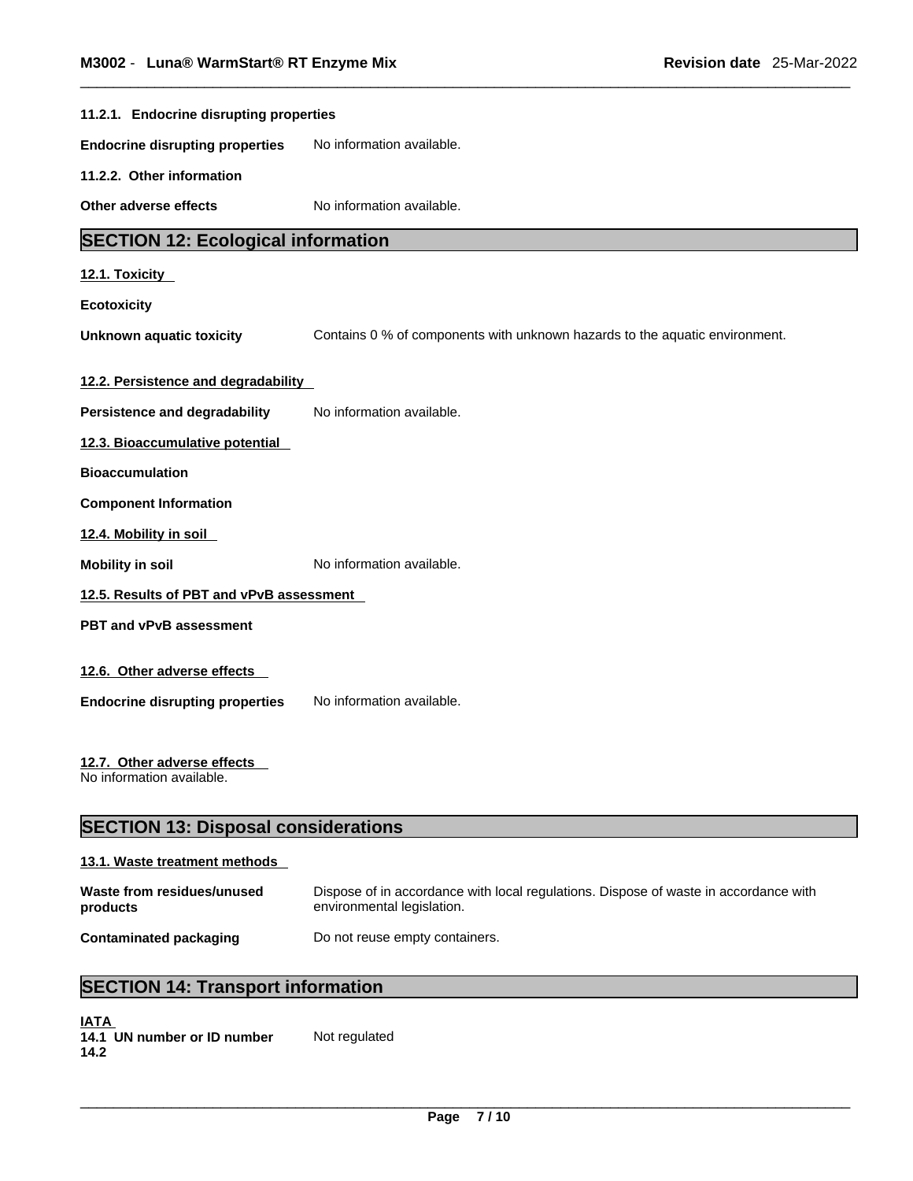#### 11.2.1. Endocrine disrupting properties

**Endocrine disrupting properties** No information available.

#### 11.2.2. Other information

**Other adverse effects** No information available.

## SECTION 12: Ecological information

### 12.1. Toxicity

**Ecotoxicity**

**Unknown aquatic toxicity** Contains 0 % of components with unknown hazards to the aquatic environment.

### 12.2. Persistence and degradability

**Persistence and degradability** No information available.

### 12.3. Bioaccumulative potential

**Bioaccumulation**

**Component Information**

### 12.4. Mobility in soil

**Mobility in soil** No information available.

### 12.5. Results of PBT and vPvB assessment

**PBT and vPvB assessment**

### 12.6. Other adverse effects

**Endocrine disrupting properties** No information available.

### 12.7. Other adverse effects

No information available.

## SECTION 13: Disposal considerations

### 13.1. Waste treatment methods

**Waste from residues/unused products** Dispose of in accordance with local regulations. Dispose of waste in accordance with environmental legislation.

**Contaminated packaging** Do not reuse empty containers.

## SECTION 14: Transport information

**IATA**

**14.1 UN number or ID number** Not regulated

**14.2**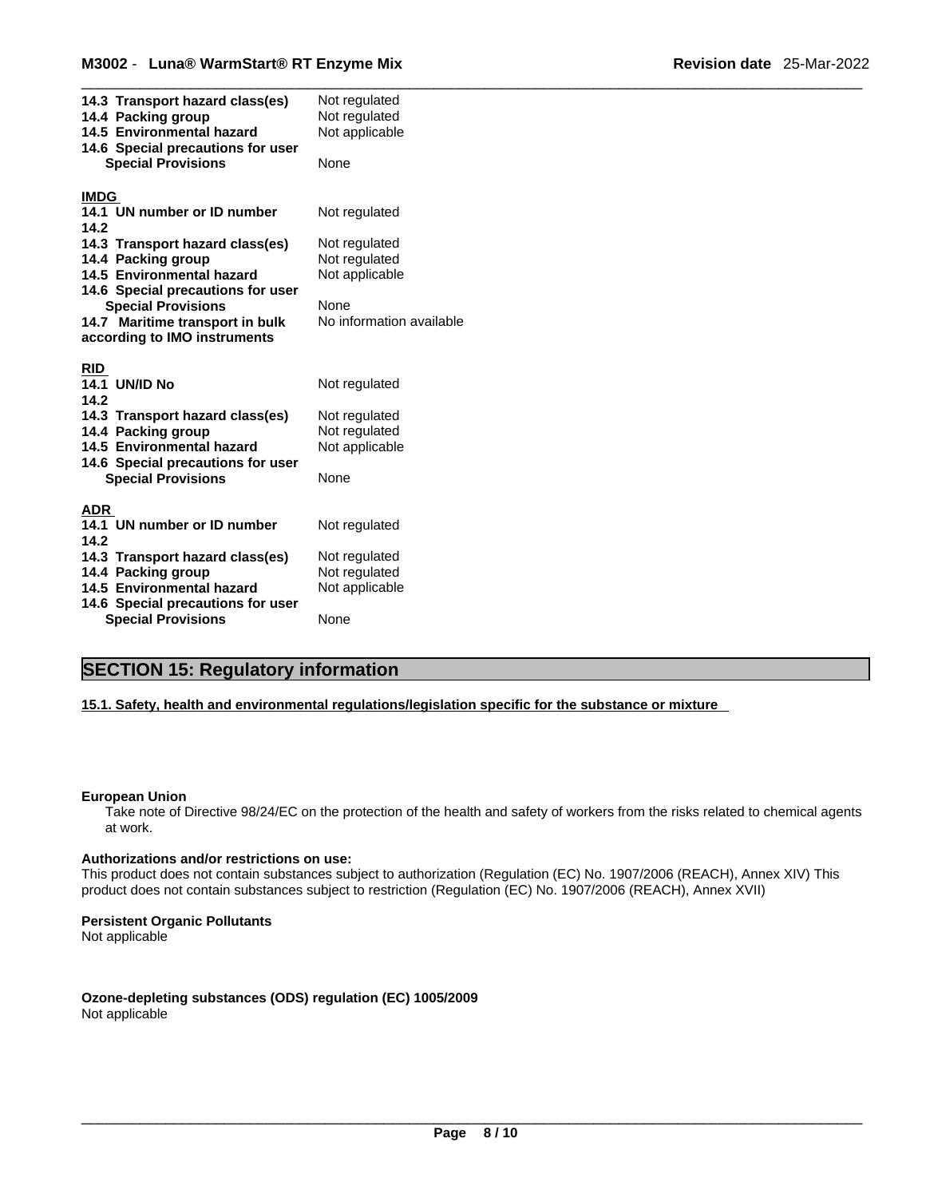| | |
|---|---|
| **14.3 Transport hazard class(es)** | Not regulated |
| **14.4 Packing group** | Not regulated |
| **14.5 Environmental hazard** | Not applicable |
| **14.6 Special precautions for user** | |
| **Special Provisions** | None |

**IMDG**

| | |
|---|---|
| **14.1 UN number or ID number** | Not regulated |
| **14.2** | |
| **14.3 Transport hazard class(es)** | Not regulated |
| **14.4 Packing group** | Not regulated |
| **14.5 Environmental hazard** | Not applicable |
| **14.6 Special precautions for user** | |
| **Special Provisions** | None |
| **14.7 Maritime transport in bulk according to IMO instruments** | No information available |

**RID**

| | |
|---|---|
| **14.1 UN/ID No** | Not regulated |
| **14.2** | |
| **14.3 Transport hazard class(es)** | Not regulated |
| **14.4 Packing group** | Not regulated |
| **14.5 Environmental hazard** | Not applicable |
| **14.6 Special precautions for user** | |
| **Special Provisions** | None |

**ADR**

| | |
|---|---|
| **14.1 UN number or ID number** | Not regulated |
| **14.2** | |
| **14.3 Transport hazard class(es)** | Not regulated |
| **14.4 Packing group** | Not regulated |
| **14.5 Environmental hazard** | Not applicable |
| **14.6 Special precautions for user** | |
| **Special Provisions** | None |

## SECTION 15: Regulatory information

**15.1. Safety, health and environmental regulations/legislation specific for the substance or mixture**

**European Union**

Take note of Directive 98/24/EC on the protection of the health and safety of workers from the risks related to chemical agents at work.

**Authorizations and/or restrictions on use:**

This product does not contain substances subject to authorization (Regulation (EC) No. 1907/2006 (REACH), Annex XIV) This product does not contain substances subject to restriction (Regulation (EC) No. 1907/2006 (REACH), Annex XVII)

**Persistent Organic Pollutants**

Not applicable

**Ozone-depleting substances (ODS) regulation (EC) 1005/2009**

Not applicable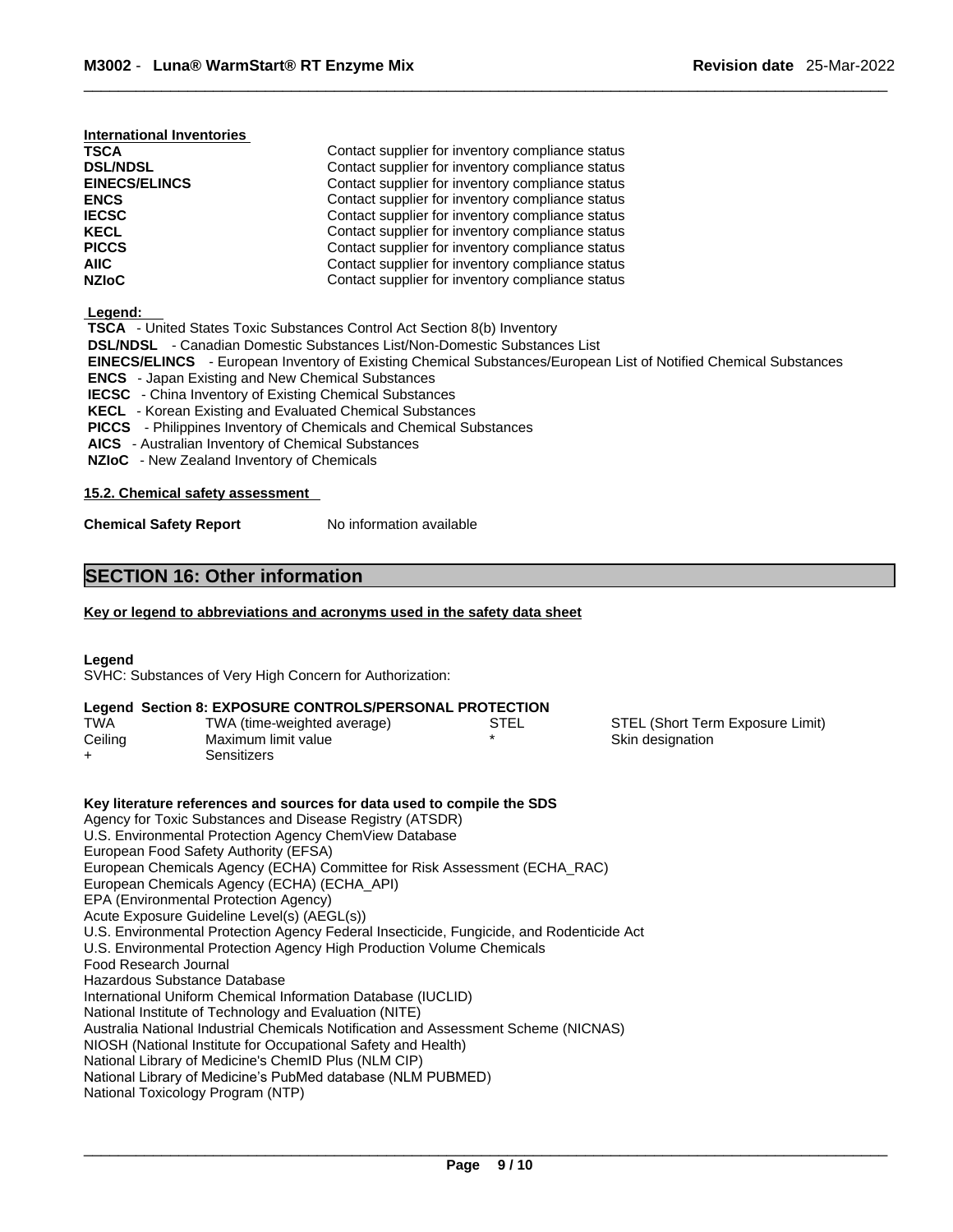**International Inventories**

| | |
|---|---|
| **TSCA** | Contact supplier for inventory compliance status |
| **DSL/NDSL** | Contact supplier for inventory compliance status |
| **EINECS/ELINCS** | Contact supplier for inventory compliance status |
| **ENCS** | Contact supplier for inventory compliance status |
| **IECSC** | Contact supplier for inventory compliance status |
| **KECL** | Contact supplier for inventory compliance status |
| **PICCS** | Contact supplier for inventory compliance status |
| **AIIC** | Contact supplier for inventory compliance status |
| **NZIoC** | Contact supplier for inventory compliance status |

**Legend:**

**TSCA** - United States Toxic Substances Control Act Section 8(b) Inventory
**DSL/NDSL** - Canadian Domestic Substances List/Non-Domestic Substances List
**EINECS/ELINCS** - European Inventory of Existing Chemical Substances/European List of Notified Chemical Substances
**ENCS** - Japan Existing and New Chemical Substances
**IECSC** - China Inventory of Existing Chemical Substances
**KECL** - Korean Existing and Evaluated Chemical Substances
**PICCS** - Philippines Inventory of Chemicals and Chemical Substances
**AICS** - Australian Inventory of Chemical Substances
**NZIoC** - New Zealand Inventory of Chemicals

**15.2. Chemical safety assessment**

**Chemical Safety Report** No information available

## SECTION 16: Other information

**Key or legend to abbreviations and acronyms used in the safety data sheet**

**Legend**
SVHC: Substances of Very High Concern for Authorization:

**Legend Section 8: EXPOSURE CONTROLS/PERSONAL PROTECTION**

| | | | |
|---|---|---|---|
| TWA | TWA (time-weighted average) | STEL | STEL (Short Term Exposure Limit) |
| Ceiling | Maximum limit value | * | Skin designation |
| + | Sensitizers | | |

**Key literature references and sources for data used to compile the SDS**
Agency for Toxic Substances and Disease Registry (ATSDR)
U.S. Environmental Protection Agency ChemView Database
European Food Safety Authority (EFSA)
European Chemicals Agency (ECHA) Committee for Risk Assessment (ECHA_RAC)
European Chemicals Agency (ECHA) (ECHA_API)
EPA (Environmental Protection Agency)
Acute Exposure Guideline Level(s) (AEGL(s))
U.S. Environmental Protection Agency Federal Insecticide, Fungicide, and Rodenticide Act
U.S. Environmental Protection Agency High Production Volume Chemicals
Food Research Journal
Hazardous Substance Database
International Uniform Chemical Information Database (IUCLID)
National Institute of Technology and Evaluation (NITE)
Australia National Industrial Chemicals Notification and Assessment Scheme (NICNAS)
NIOSH (National Institute for Occupational Safety and Health)
National Library of Medicine's ChemID Plus (NLM CIP)
National Library of Medicine's PubMed database (NLM PUBMED)
National Toxicology Program (NTP)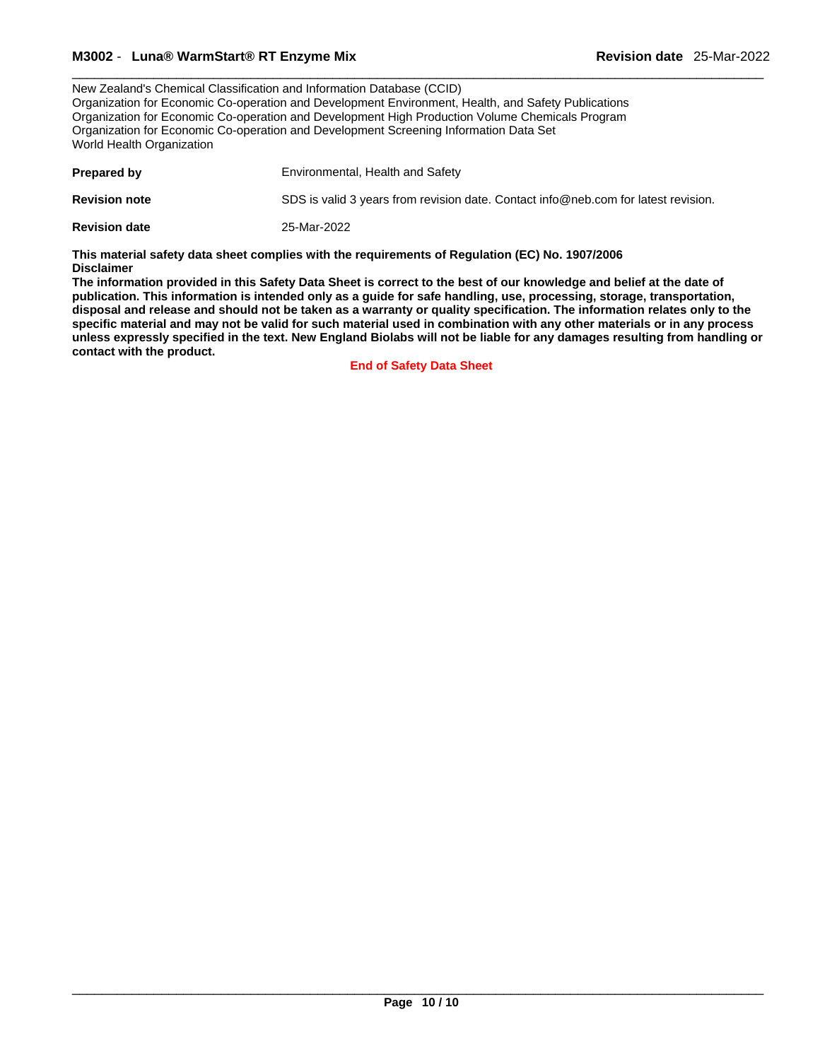New Zealand's Chemical Classification and Information Database (CCID)
Organization for Economic Co-operation and Development Environment, Health, and Safety Publications
Organization for Economic Co-operation and Development High Production Volume Chemicals Program
Organization for Economic Co-operation and Development Screening Information Data Set
World Health Organization

| | |
|---|---|
| **Prepared by** | Environmental, Health and Safety |
| **Revision note** | SDS is valid 3 years from revision date. Contact info@neb.com for latest revision. |
| **Revision date** | 25-Mar-2022 |

**This material safety data sheet complies with the requirements of Regulation (EC) No. 1907/2006**
**Disclaimer**
**The information provided in this Safety Data Sheet is correct to the best of our knowledge and belief at the date of publication. This information is intended only as a guide for safe handling, use, processing, storage, transportation, disposal and release and should not be taken as a warranty or quality specification. The information relates only to the specific material and may not be valid for such material used in combination with any other materials or in any process unless expressly specified in the text. New England Biolabs will not be liable for any damages resulting from handling or contact with the product.**

**End of Safety Data Sheet**